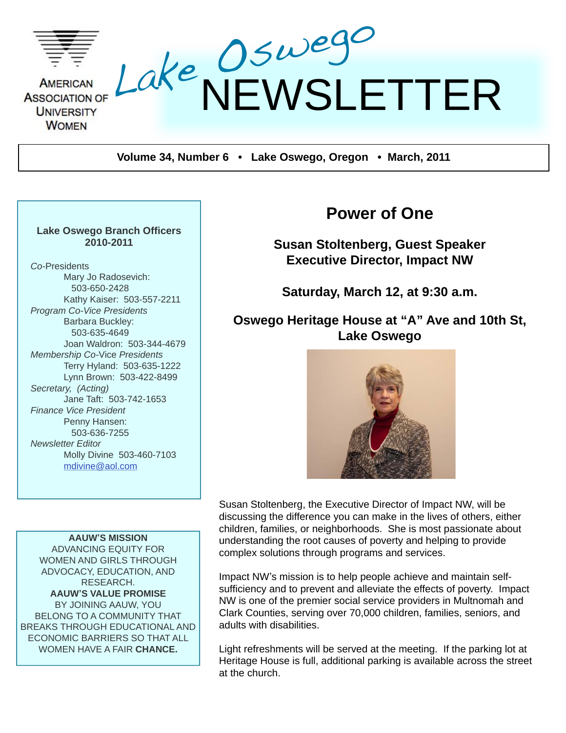AMERICAN ASSOCIATION OF UNIVERSITY WOMEN

# Lake Oswego NEWSLETTER

**Volume 34, Number 6 • Lake Oswego, Oregon • March, 2011**

**Lake Oswego Branch Officers 2010-2011**

*Co-*Presidents
- Mary Jo Radosevich: 503-650-2428
- Kathy Kaiser: 503-557-2211

*Program Co-Vice Presidents*
- Barbara Buckley: 503-635-4649
- Joan Waldron: 503-344-4679

*Membership Co-*Vice *Presidents*
- Terry Hyland: 503-635-1222
- Lynn Brown: 503-422-8499

*Secretary, (Acting)*
- Jane Taft: 503-742-1653

*Finance Vice President*
- Penny Hansen: 503-636-7255

*Newsletter Editor*
- Molly Divine 503-460-7103
- mdivine@aol.com

**AAUW'S MISSION**
ADVANCING EQUITY FOR WOMEN AND GIRLS THROUGH ADVOCACY, EDUCATION, AND RESEARCH.

**AAUW'S VALUE PROMISE**
BY JOINING AAUW, YOU BELONG TO A COMMUNITY THAT BREAKS THROUGH EDUCATIONAL AND ECONOMIC BARRIERS SO THAT ALL WOMEN HAVE A FAIR **CHANCE.**

## Power of One

### Susan Stoltenberg, Guest Speaker
### Executive Director, Impact NW

### Saturday, March 12, at 9:30 a.m.

### Oswego Heritage House at "A" Ave and 10th St, Lake Oswego

Susan Stoltenberg, the Executive Director of Impact NW, will be discussing the difference you can make in the lives of others, either children, families, or neighborhoods. She is most passionate about understanding the root causes of poverty and helping to provide complex solutions through programs and services.

Impact NW's mission is to help people achieve and maintain self-sufficiency and to prevent and alleviate the effects of poverty. Impact NW is one of the premier social service providers in Multnomah and Clark Counties, serving over 70,000 children, families, seniors, and adults with disabilities.

Light refreshments will be served at the meeting. If the parking lot at Heritage House is full, additional parking is available across the street at the church.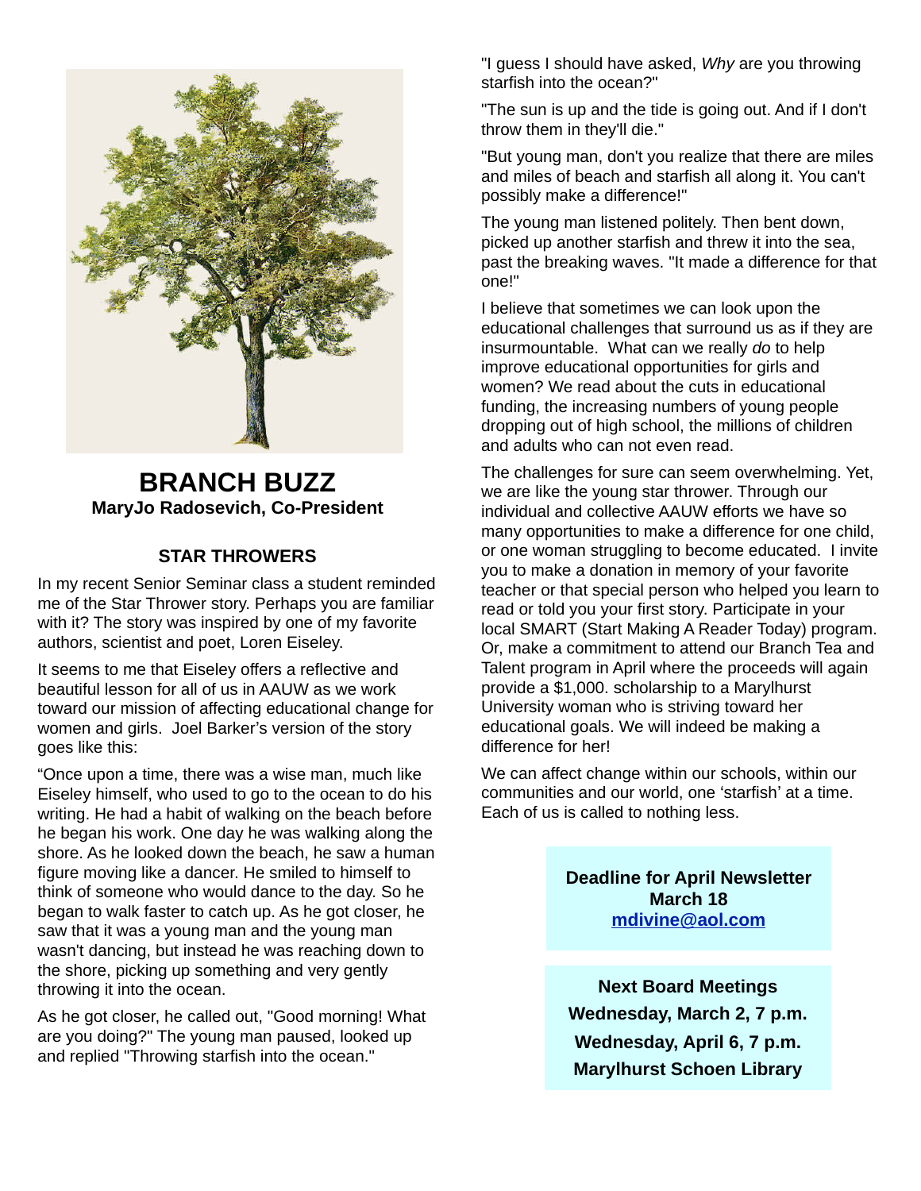# BRANCH BUZZ

**MaryJo Radosevich, Co-President**

## STAR THROWERS

In my recent Senior Seminar class a student reminded me of the Star Thrower story. Perhaps you are familiar with it? The story was inspired by one of my favorite authors, scientist and poet, Loren Eiseley.

It seems to me that Eiseley offers a reflective and beautiful lesson for all of us in AAUW as we work toward our mission of affecting educational change for women and girls. Joel Barker's version of the story goes like this:

"Once upon a time, there was a wise man, much like Eiseley himself, who used to go to the ocean to do his writing. He had a habit of walking on the beach before he began his work. One day he was walking along the shore. As he looked down the beach, he saw a human figure moving like a dancer. He smiled to himself to think of someone who would dance to the day. So he began to walk faster to catch up. As he got closer, he saw that it was a young man and the young man wasn't dancing, but instead he was reaching down to the shore, picking up something and very gently throwing it into the ocean.

As he got closer, he called out, "Good morning! What are you doing?" The young man paused, looked up and replied "Throwing starfish into the ocean."

"I guess I should have asked, *Why* are you throwing starfish into the ocean?"

"The sun is up and the tide is going out. And if I don't throw them in they'll die."

"But young man, don't you realize that there are miles and miles of beach and starfish all along it. You can't possibly make a difference!"

The young man listened politely. Then bent down, picked up another starfish and threw it into the sea, past the breaking waves. "It made a difference for that one!"

I believe that sometimes we can look upon the educational challenges that surround us as if they are insurmountable. What can we really *do* to help improve educational opportunities for girls and women? We read about the cuts in educational funding, the increasing numbers of young people dropping out of high school, the millions of children and adults who can not even read.

The challenges for sure can seem overwhelming. Yet, we are like the young star thrower. Through our individual and collective AAUW efforts we have so many opportunities to make a difference for one child, or one woman struggling to become educated. I invite you to make a donation in memory of your favorite teacher or that special person who helped you learn to read or told you your first story. Participate in your local SMART (Start Making A Reader Today) program. Or, make a commitment to attend our Branch Tea and Talent program in April where the proceeds will again provide a $1,000. scholarship to a Marylhurst University woman who is striving toward her educational goals. We will indeed be making a difference for her!

We can affect change within our schools, within our communities and our world, one 'starfish' at a time. Each of us is called to nothing less.

**Deadline for April Newsletter**
**March 18**
**mdivine@aol.com**

**Next Board Meetings**
**Wednesday, March 2, 7 p.m.**
**Wednesday, April 6, 7 p.m.**
**Marylhurst Schoen Library**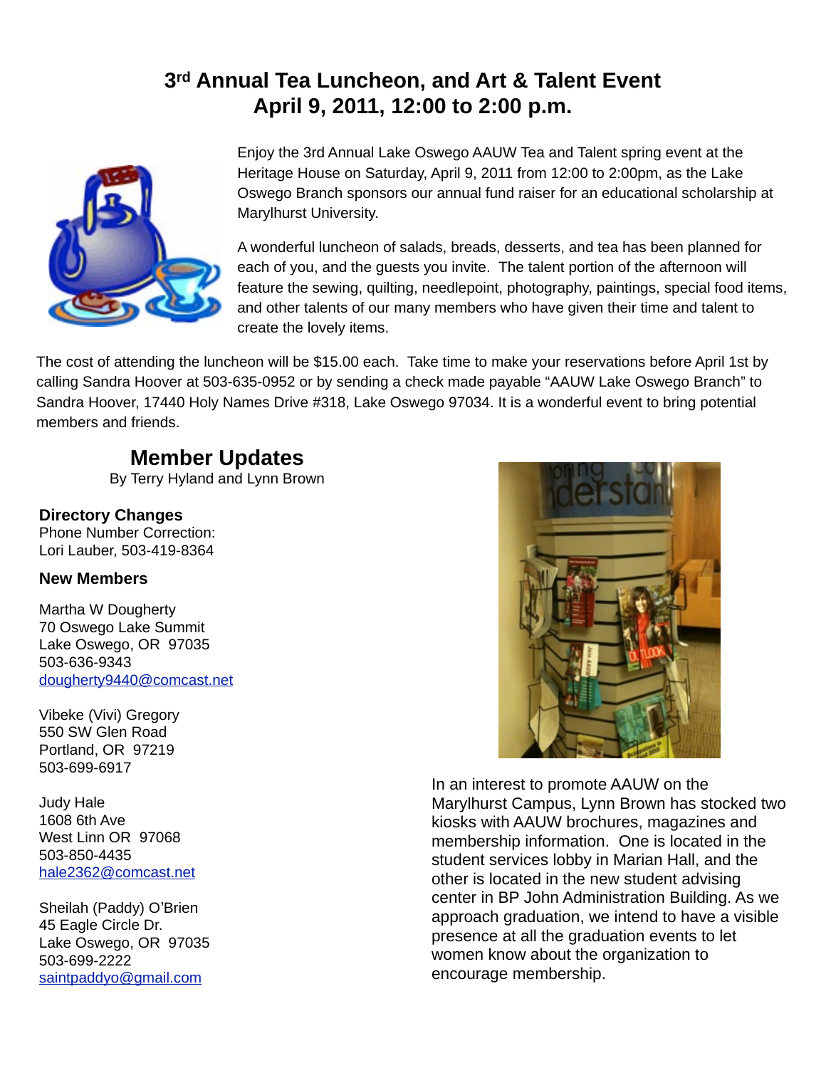# 3rd Annual Tea Luncheon, and Art & Talent Event
# April 9, 2011, 12:00 to 2:00 p.m.

Enjoy the 3rd Annual Lake Oswego AAUW Tea and Talent spring event at the Heritage House on Saturday, April 9, 2011 from 12:00 to 2:00pm, as the Lake Oswego Branch sponsors our annual fund raiser for an educational scholarship at Marylhurst University.

A wonderful luncheon of salads, breads, desserts, and tea has been planned for each of you, and the guests you invite. The talent portion of the afternoon will feature the sewing, quilting, needlepoint, photography, paintings, special food items, and other talents of our many members who have given their time and talent to create the lovely items.

The cost of attending the luncheon will be $15.00 each. Take time to make your reservations before April 1st by calling Sandra Hoover at 503-635-0952 or by sending a check made payable "AAUW Lake Oswego Branch" to Sandra Hoover, 17440 Holy Names Drive #318, Lake Oswego 97034. It is a wonderful event to bring potential members and friends.

## Member Updates

By Terry Hyland and Lynn Brown

### Directory Changes

Phone Number Correction:
Lori Lauber, 503-419-8364

### New Members

Martha W Dougherty
70 Oswego Lake Summit
Lake Oswego, OR 97035
503-636-9343
dougherty9440@comcast.net

Vibeke (Vivi) Gregory
550 SW Glen Road
Portland, OR 97219
503-699-6917

Judy Hale
1608 6th Ave
West Linn OR 97068
503-850-4435
hale2362@comcast.net

Sheilah (Paddy) O'Brien
45 Eagle Circle Dr.
Lake Oswego, OR 97035
503-699-2222
saintpaddyo@gmail.com

In an interest to promote AAUW on the Marylhurst Campus, Lynn Brown has stocked two kiosks with AAUW brochures, magazines and membership information. One is located in the student services lobby in Marian Hall, and the other is located in the new student advising center in BP John Administration Building. As we approach graduation, we intend to have a visible presence at all the graduation events to let women know about the organization to encourage membership.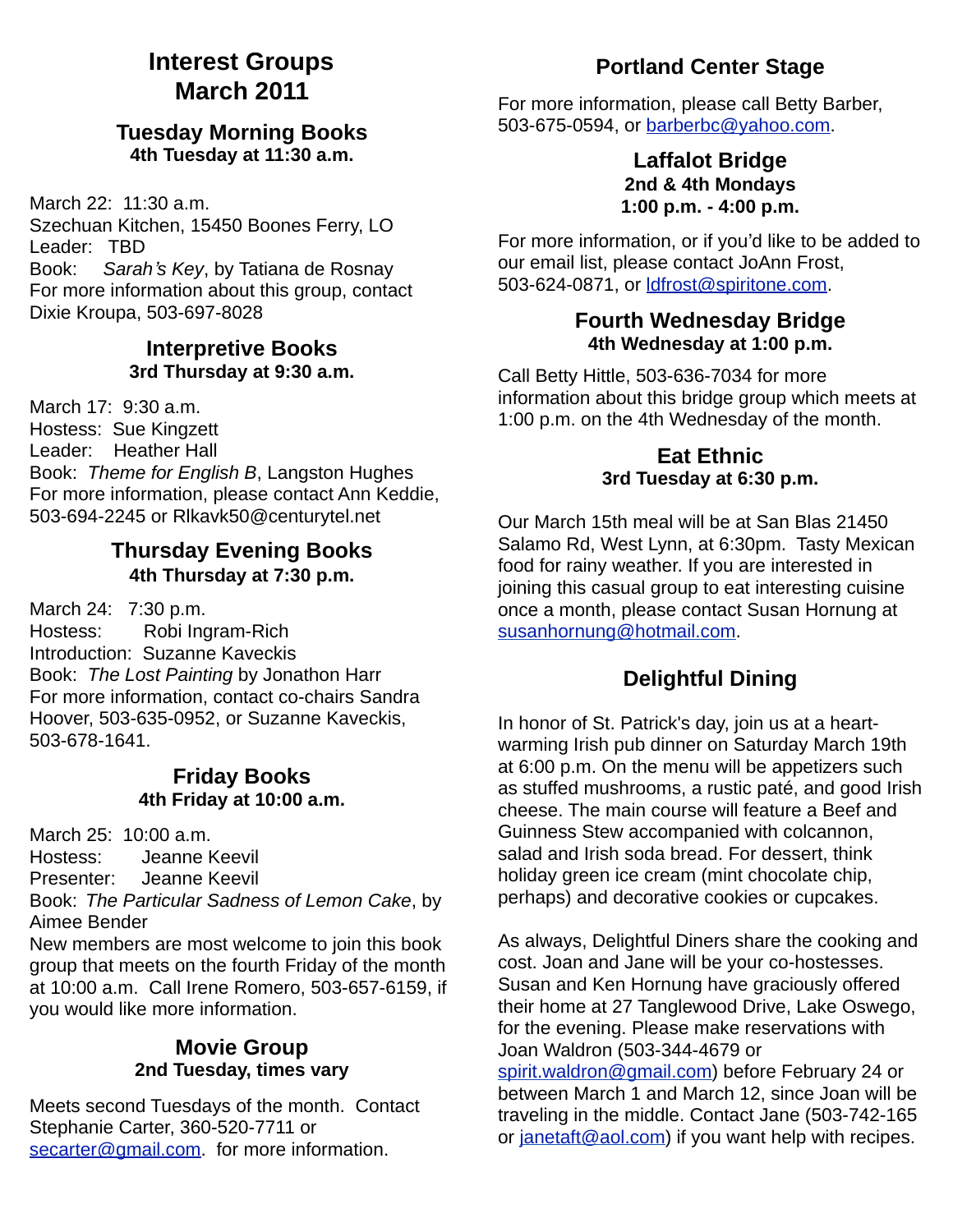# Interest Groups March 2011

## Tuesday Morning Books

**4th Tuesday at 11:30 a.m.**

March 22: 11:30 a.m.
Szechuan Kitchen, 15450 Boones Ferry, LO
Leader: TBD
Book: *Sarah's Key*, by Tatiana de Rosnay
For more information about this group, contact Dixie Kroupa, 503-697-8028

## Interpretive Books

**3rd Thursday at 9:30 a.m.**

March 17: 9:30 a.m.
Hostess: Sue Kingzett
Leader: Heather Hall
Book: *Theme for English B*, Langston Hughes
For more information, please contact Ann Keddie, 503-694-2245 or Rlkavk50@centurytel.net

## Thursday Evening Books

**4th Thursday at 7:30 p.m.**

March 24: 7:30 p.m.
Hostess: Robi Ingram-Rich
Introduction: Suzanne Kaveckis
Book: *The Lost Painting* by Jonathon Harr
For more information, contact co-chairs Sandra Hoover, 503-635-0952, or Suzanne Kaveckis, 503-678-1641.

## Friday Books

**4th Friday at 10:00 a.m.**

March 25: 10:00 a.m.
Hostess: Jeanne Keevil
Presenter: Jeanne Keevil
Book: *The Particular Sadness of Lemon Cake*, by Aimee Bender
New members are most welcome to join this book group that meets on the fourth Friday of the month at 10:00 a.m. Call Irene Romero, 503-657-6159, if you would like more information.

## Movie Group

**2nd Tuesday, times vary**

Meets second Tuesdays of the month. Contact Stephanie Carter, 360-520-7711 or secarter@gmail.com. for more information.

## Portland Center Stage

For more information, please call Betty Barber, 503-675-0594, or barberbc@yahoo.com.

## Laffalot Bridge

**2nd & 4th Mondays**
**1:00 p.m. - 4:00 p.m.**

For more information, or if you'd like to be added to our email list, please contact JoAnn Frost, 503-624-0871, or ldfrost@spiritone.com.

## Fourth Wednesday Bridge

**4th Wednesday at 1:00 p.m.**

Call Betty Hittle, 503-636-7034 for more information about this bridge group which meets at 1:00 p.m. on the 4th Wednesday of the month.

## Eat Ethnic

**3rd Tuesday at 6:30 p.m.**

Our March 15th meal will be at San Blas 21450 Salamo Rd, West Lynn, at 6:30pm. Tasty Mexican food for rainy weather. If you are interested in joining this casual group to eat interesting cuisine once a month, please contact Susan Hornung at susanhornung@hotmail.com.

## Delightful Dining

In honor of St. Patrick's day, join us at a heart-warming Irish pub dinner on Saturday March 19th at 6:00 p.m. On the menu will be appetizers such as stuffed mushrooms, a rustic paté, and good Irish cheese. The main course will feature a Beef and Guinness Stew accompanied with colcannon, salad and Irish soda bread. For dessert, think holiday green ice cream (mint chocolate chip, perhaps) and decorative cookies or cupcakes.

As always, Delightful Diners share the cooking and cost. Joan and Jane will be your co-hostesses. Susan and Ken Hornung have graciously offered their home at 27 Tanglewood Drive, Lake Oswego, for the evening. Please make reservations with Joan Waldron (503-344-4679 or spirit.waldron@gmail.com) before February 24 or between March 1 and March 12, since Joan will be traveling in the middle. Contact Jane (503-742-165 or janetaft@aol.com) if you want help with recipes.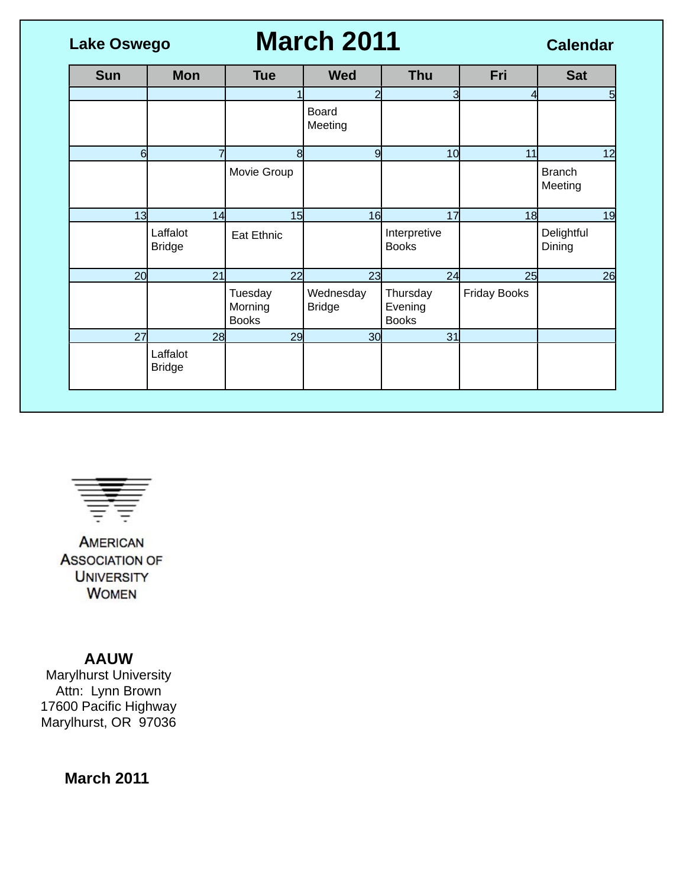Lake Oswego

# March 2011

Calendar

| Sun | Mon | Tue | Wed | Thu | Fri | Sat |
|---|---|---|---|---|---|---|
| | | 1 | 2 Board Meeting | 3 | 4 | 5 |
| 6 | 7 | 8 Movie Group | 9 | 10 | 11 | 12 Branch Meeting |
| 13 | 14 Laffalot Bridge | 15 Eat Ethnic | 16 | 17 Interpretive Books | 18 | 19 Delightful Dining |
| 20 | 21 | 22 Tuesday Morning Books | 23 Wednesday Bridge | 24 Thursday Evening Books | 25 Friday Books | 26 |
| 27 | 28 Laffalot Bridge | 29 | 30 | 31 | | |

AMERICAN ASSOCIATION OF UNIVERSITY WOMEN

**AAUW**
Marylhurst University
Attn: Lynn Brown
17600 Pacific Highway
Marylhurst, OR 97036

**March 2011**